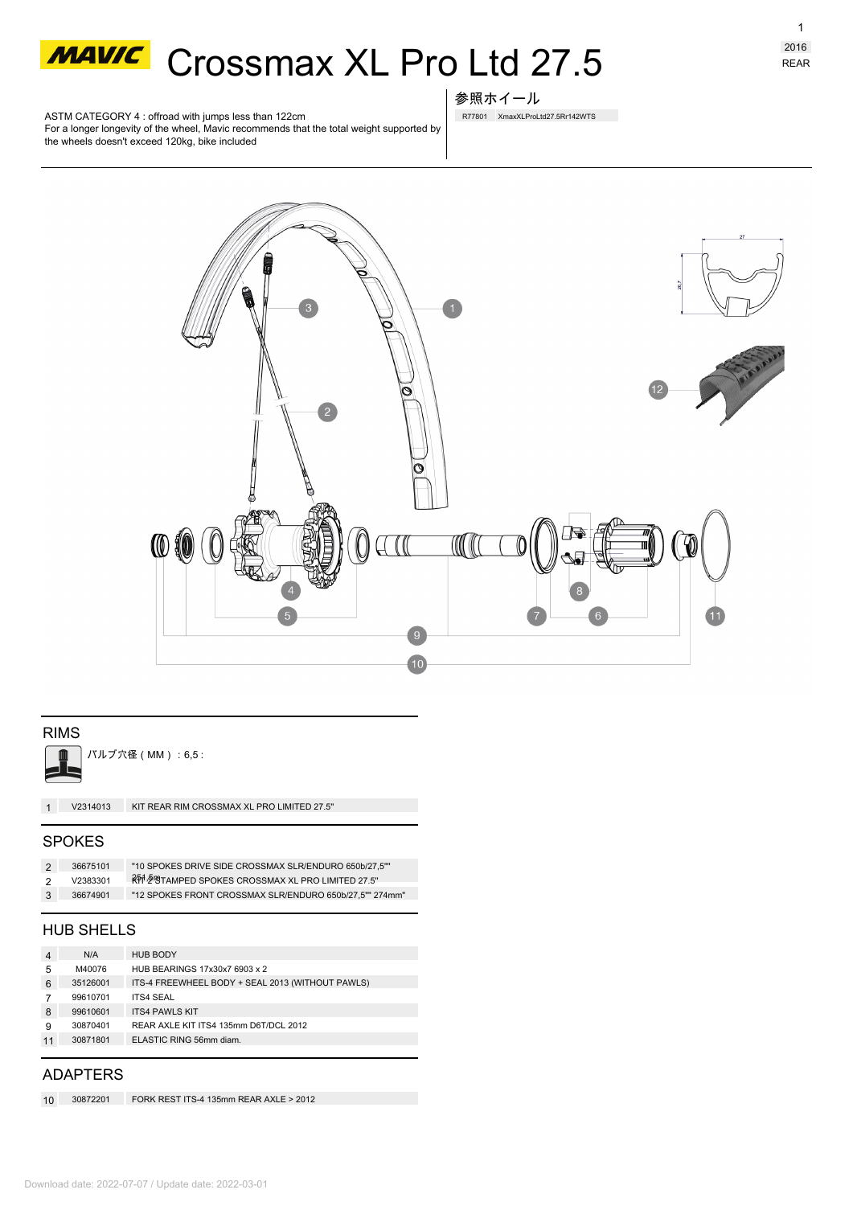# MAVIC Crossmax XL Pro Ltd 27.5

2016

REAR

ASTM CATEGORY 4 : offroad with jumps less than 122cm
For a longer longevity of the wheel, Mavic recommends that the total weight supported by the wheels doesn't exceed 120kg, bike included

参照ホイール

| R77801 | XmaxXLProLtd27.5Rr142WTS |
|---|---|

## RIMS

バルブ穴径（MM）：6,5 :

| | | |
|---|---|---|
| 1 | V2314013 | KIT REAR RIM CROSSMAX XL PRO LIMITED 27.5" |

## SPOKES

| | | |
|---|---|---|
| 2 | 36675101 | "10 SPOKES DRIVE SIDE CROSSMAX SLR/ENDURO 650b/27,5"" 251,5m |
| 2 | V2383301 | KIT 2 STAMPED SPOKES CROSSMAX XL PRO LIMITED 27.5" |
| 3 | 36674901 | "12 SPOKES FRONT CROSSMAX SLR/ENDURO 650b/27,5"" 274mm" |

## HUB SHELLS

| | | |
|---|---|---|
| 4 | N/A | HUB BODY |
| 5 | M40076 | HUB BEARINGS 17x30x7 6903 x 2 |
| 6 | 35126001 | ITS-4 FREEWHEEL BODY + SEAL 2013 (WITHOUT PAWLS) |
| 7 | 99610701 | ITS4 SEAL |
| 8 | 99610601 | ITS4 PAWLS KIT |
| 9 | 30870401 | REAR AXLE KIT ITS4 135mm D6T/DCL 2012 |
| 11 | 30871801 | ELASTIC RING 56mm diam. |

## ADAPTERS

| | | |
|---|---|---|
| 10 | 30872201 | FORK REST ITS-4 135mm REAR AXLE > 2012 |

Download date: 2022-07-07 / Update date: 2022-03-01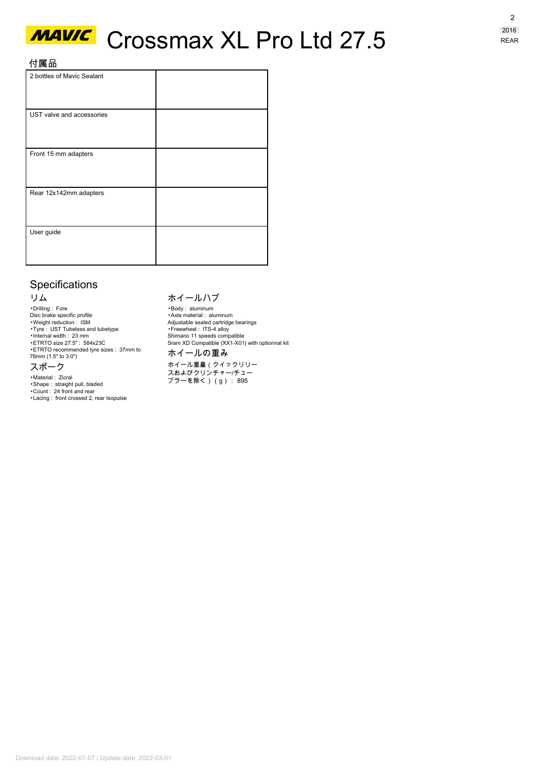# Crossmax XL Pro Ltd 27.5

2016

REAR

## 付属品

| | |
|---|---|
| 2 bottles of Mavic Sealant | |
| UST valve and accessories | |
| Front 15 mm adapters | |
| Rear 12x142mm adapters | |
| User guide | |

## Specifications

### リム

- Drilling : Fore
Disc brake specific profile
- Weight reduction : ISM
- Tyre : UST Tubeless and tubetype
- Internal width : 23 mm
- ETRTO size 27.5" : 584x23C
- ETRTO recommended tyre sizes : 37mm to 76mm (1.5" to 3.0")

### スポーク

- Material : Zicral
- Shape : straight pull, bladed
- Count : 24 front and rear
- Lacing : front crossed 2, rear Isopulse

### ホイールハブ

- Body : aluminum
- Axle material : aluminum
Adjustable sealed cartridge bearings
- Freewheel : ITS-4 alloy
Shimano 11 speeds compatible
Sram XD Compatible (XX1-X01) with optionnal kit

### ホイールの重み

ホイール重量（クイックリリースおよびクリンチャー/チューブラーを除く）（g）: 895

Download date: 2022-07-07 / Update date: 2022-03-01